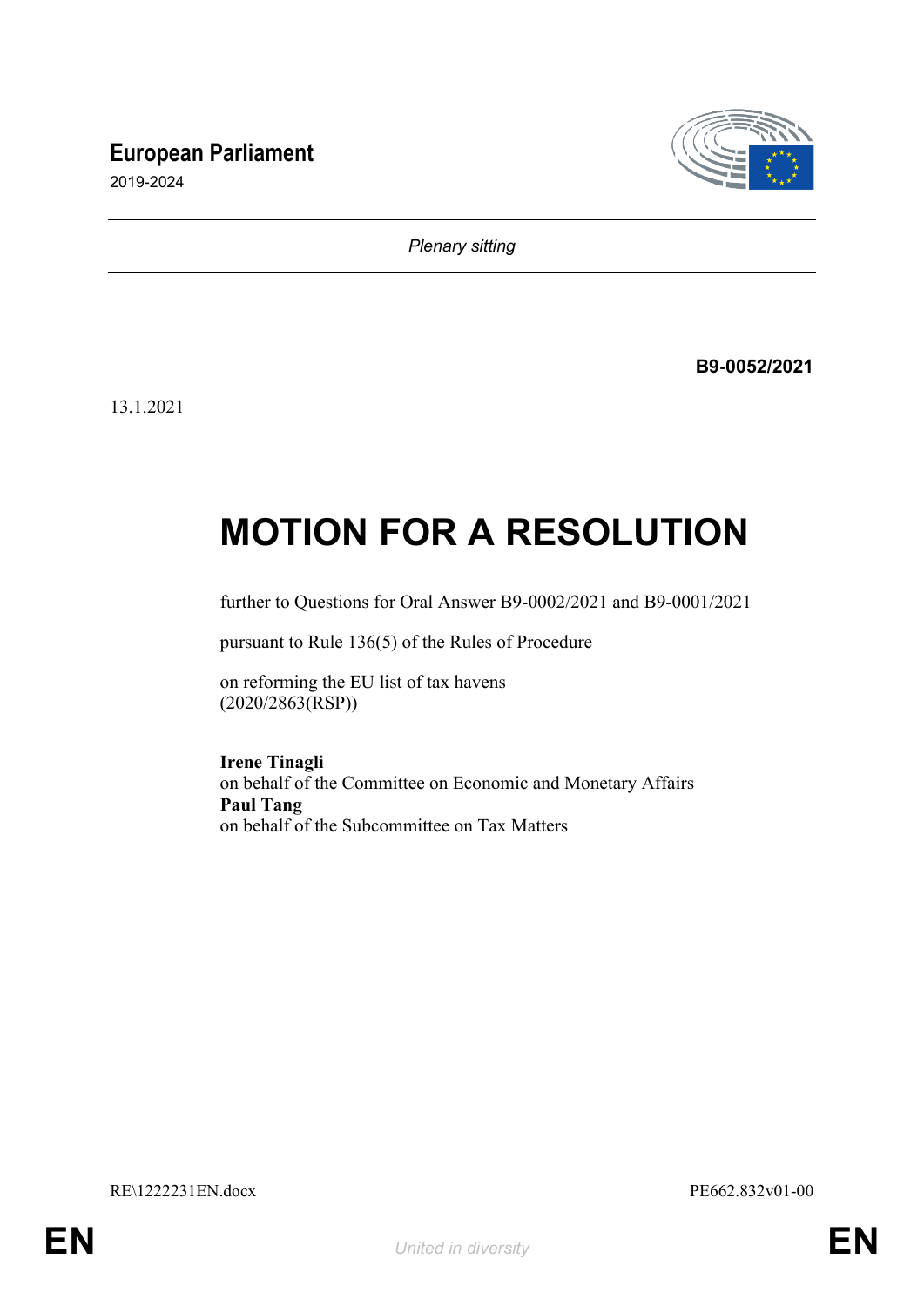**European Parliament**
2019-2024

*Plenary sitting*

**B9-0052/2021**

13.1.2021

# MOTION FOR A RESOLUTION

further to Questions for Oral Answer B9-0002/2021 and B9-0001/2021

pursuant to Rule 136(5) of the Rules of Procedure

on reforming the EU list of tax havens
(2020/2863(RSP))

**Irene Tinagli**
on behalf of the Committee on Economic and Monetary Affairs
**Paul Tang**
on behalf of the Subcommittee on Tax Matters

RE\1222231EN.docx PE662.832v01-00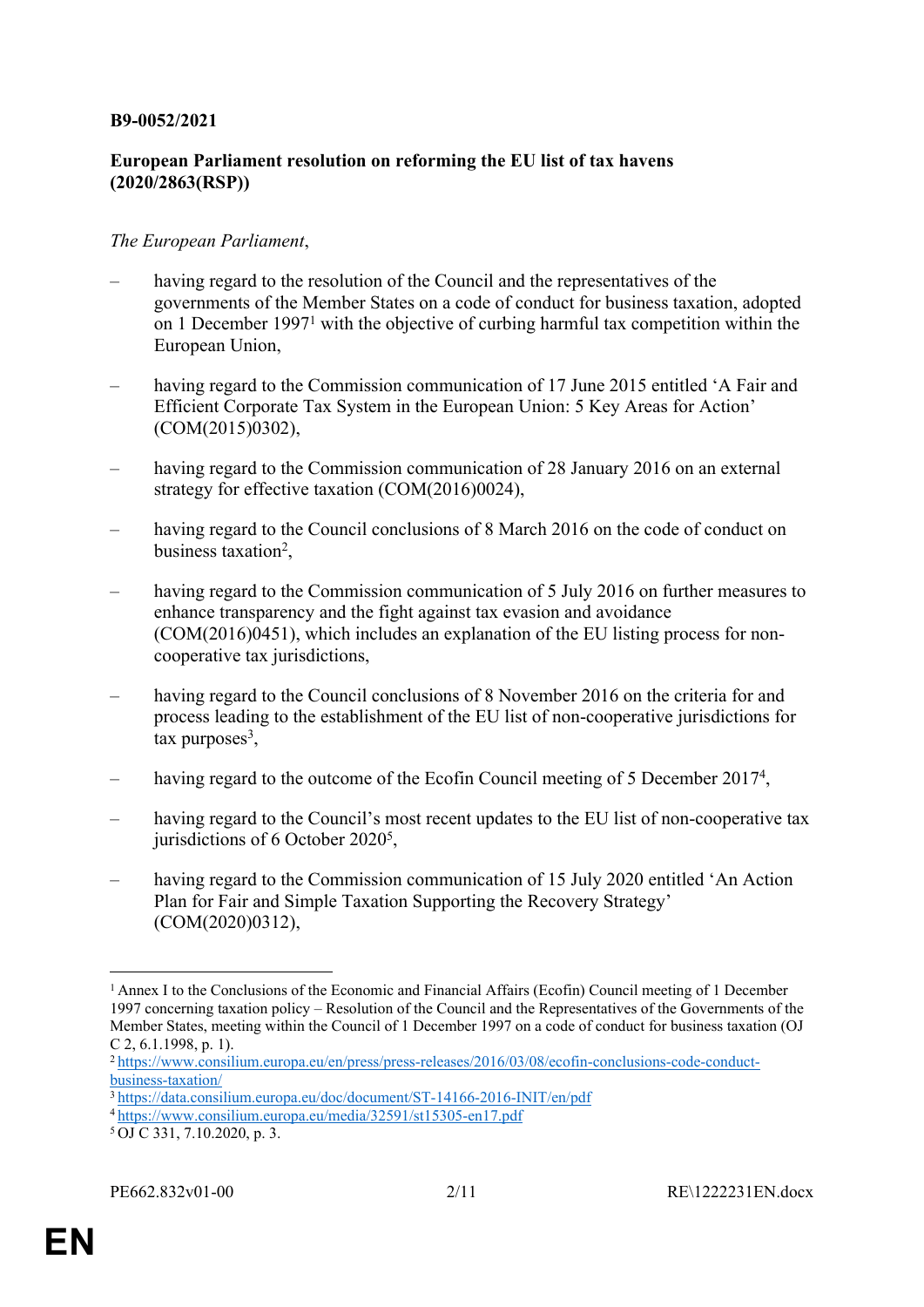**B9-0052/2021**

**European Parliament resolution on reforming the EU list of tax havens (2020/2863(RSP))**

*The European Parliament*,

– having regard to the resolution of the Council and the representatives of the governments of the Member States on a code of conduct for business taxation, adopted on 1 December 1997[1] with the objective of curbing harmful tax competition within the European Union,

– having regard to the Commission communication of 17 June 2015 entitled 'A Fair and Efficient Corporate Tax System in the European Union: 5 Key Areas for Action' (COM(2015)0302),

– having regard to the Commission communication of 28 January 2016 on an external strategy for effective taxation (COM(2016)0024),

– having regard to the Council conclusions of 8 March 2016 on the code of conduct on business taxation[2],

– having regard to the Commission communication of 5 July 2016 on further measures to enhance transparency and the fight against tax evasion and avoidance (COM(2016)0451), which includes an explanation of the EU listing process for non-cooperative tax jurisdictions,

– having regard to the Council conclusions of 8 November 2016 on the criteria for and process leading to the establishment of the EU list of non-cooperative jurisdictions for tax purposes[3],

– having regard to the outcome of the Ecofin Council meeting of 5 December 2017[4],

– having regard to the Council's most recent updates to the EU list of non-cooperative tax jurisdictions of 6 October 2020[5],

– having regard to the Commission communication of 15 July 2020 entitled 'An Action Plan for Fair and Simple Taxation Supporting the Recovery Strategy' (COM(2020)0312),

---

[1] Annex I to the Conclusions of the Economic and Financial Affairs (Ecofin) Council meeting of 1 December 1997 concerning taxation policy – Resolution of the Council and the Representatives of the Governments of the Member States, meeting within the Council of 1 December 1997 on a code of conduct for business taxation (OJ C 2, 6.1.1998, p. 1).

[2] https://www.consilium.europa.eu/en/press/press-releases/2016/03/08/ecofin-conclusions-code-conduct-business-taxation/

[3] https://data.consilium.europa.eu/doc/document/ST-14166-2016-INIT/en/pdf

[4] https://www.consilium.europa.eu/media/32591/st15305-en17.pdf

[5] OJ C 331, 7.10.2020, p. 3.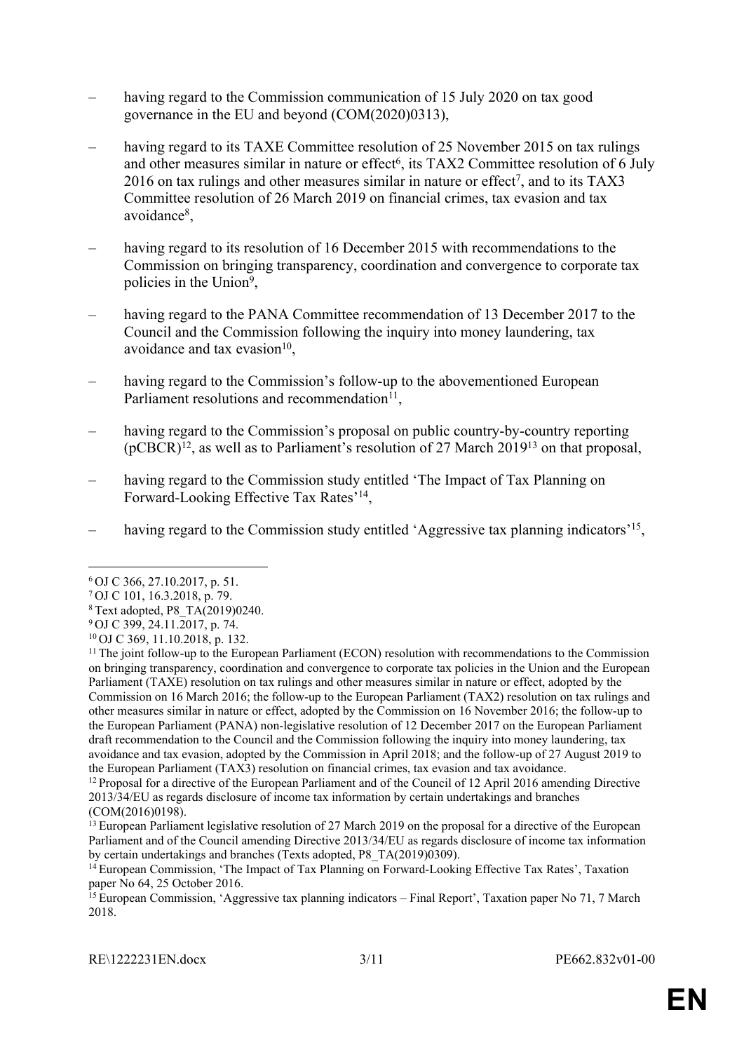– having regard to the Commission communication of 15 July 2020 on tax good governance in the EU and beyond (COM(2020)0313),

– having regard to its TAXE Committee resolution of 25 November 2015 on tax rulings and other measures similar in nature or effect[6], its TAX2 Committee resolution of 6 July 2016 on tax rulings and other measures similar in nature or effect[7], and to its TAX3 Committee resolution of 26 March 2019 on financial crimes, tax evasion and tax avoidance[8],

– having regard to its resolution of 16 December 2015 with recommendations to the Commission on bringing transparency, coordination and convergence to corporate tax policies in the Union[9],

– having regard to the PANA Committee recommendation of 13 December 2017 to the Council and the Commission following the inquiry into money laundering, tax avoidance and tax evasion[10],

– having regard to the Commission's follow-up to the abovementioned European Parliament resolutions and recommendation[11],

– having regard to the Commission's proposal on public country-by-country reporting (pCBCR)[12], as well as to Parliament's resolution of 27 March 2019[13] on that proposal,

– having regard to the Commission study entitled 'The Impact of Tax Planning on Forward-Looking Effective Tax Rates'[14],

– having regard to the Commission study entitled 'Aggressive tax planning indicators'[15],

---

[6] OJ C 366, 27.10.2017, p. 51.

[7] OJ C 101, 16.3.2018, p. 79.

[8] Text adopted, P8_TA(2019)0240.

[9] OJ C 399, 24.11.2017, p. 74.

[10] OJ C 369, 11.10.2018, p. 132.

[11] The joint follow-up to the European Parliament (ECON) resolution with recommendations to the Commission on bringing transparency, coordination and convergence to corporate tax policies in the Union and the European Parliament (TAXE) resolution on tax rulings and other measures similar in nature or effect, adopted by the Commission on 16 March 2016; the follow-up to the European Parliament (TAX2) resolution on tax rulings and other measures similar in nature or effect, adopted by the Commission on 16 November 2016; the follow-up to the European Parliament (PANA) non-legislative resolution of 12 December 2017 on the European Parliament draft recommendation to the Council and the Commission following the inquiry into money laundering, tax avoidance and tax evasion, adopted by the Commission in April 2018; and the follow-up of 27 August 2019 to the European Parliament (TAX3) resolution on financial crimes, tax evasion and tax avoidance.

[12] Proposal for a directive of the European Parliament and of the Council of 12 April 2016 amending Directive 2013/34/EU as regards disclosure of income tax information by certain undertakings and branches (COM(2016)0198).

[13] European Parliament legislative resolution of 27 March 2019 on the proposal for a directive of the European Parliament and of the Council amending Directive 2013/34/EU as regards disclosure of income tax information by certain undertakings and branches (Texts adopted, P8_TA(2019)0309).

[14] European Commission, 'The Impact of Tax Planning on Forward-Looking Effective Tax Rates', Taxation paper No 64, 25 October 2016.

[15] European Commission, 'Aggressive tax planning indicators – Final Report', Taxation paper No 71, 7 March 2018.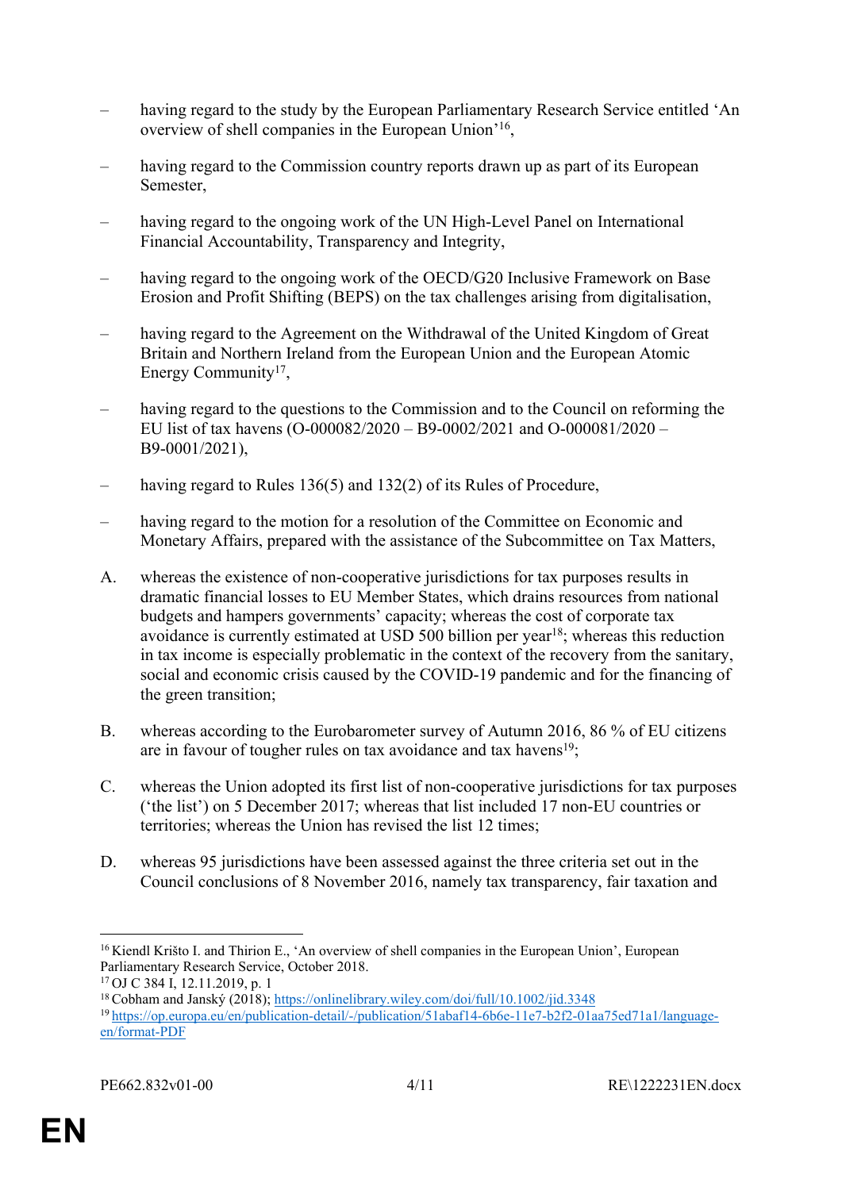– having regard to the study by the European Parliamentary Research Service entitled ‘An overview of shell companies in the European Union’[16],

– having regard to the Commission country reports drawn up as part of its European Semester,

– having regard to the ongoing work of the UN High-Level Panel on International Financial Accountability, Transparency and Integrity,

– having regard to the ongoing work of the OECD/G20 Inclusive Framework on Base Erosion and Profit Shifting (BEPS) on the tax challenges arising from digitalisation,

– having regard to the Agreement on the Withdrawal of the United Kingdom of Great Britain and Northern Ireland from the European Union and the European Atomic Energy Community[17],

– having regard to the questions to the Commission and to the Council on reforming the EU list of tax havens (O-000082/2020 – B9-0002/2021 and O-000081/2020 – B9-0001/2021),

– having regard to Rules 136(5) and 132(2) of its Rules of Procedure,

– having regard to the motion for a resolution of the Committee on Economic and Monetary Affairs, prepared with the assistance of the Subcommittee on Tax Matters,

A. whereas the existence of non-cooperative jurisdictions for tax purposes results in dramatic financial losses to EU Member States, which drains resources from national budgets and hampers governments’ capacity; whereas the cost of corporate tax avoidance is currently estimated at USD 500 billion per year[18]; whereas this reduction in tax income is especially problematic in the context of the recovery from the sanitary, social and economic crisis caused by the COVID-19 pandemic and for the financing of the green transition;

B. whereas according to the Eurobarometer survey of Autumn 2016, 86 % of EU citizens are in favour of tougher rules on tax avoidance and tax havens[19];

C. whereas the Union adopted its first list of non-cooperative jurisdictions for tax purposes (‘the list’) on 5 December 2017; whereas that list included 17 non-EU countries or territories; whereas the Union has revised the list 12 times;

D. whereas 95 jurisdictions have been assessed against the three criteria set out in the Council conclusions of 8 November 2016, namely tax transparency, fair taxation and

---

[16] Kiendl Krišto I. and Thirion E., ‘An overview of shell companies in the European Union’, European Parliamentary Research Service, October 2018.

[17] OJ C 384 I, 12.11.2019, p. 1

[18] Cobham and Janský (2018); https://onlinelibrary.wiley.com/doi/full/10.1002/jid.3348

[19] https://op.europa.eu/en/publication-detail/-/publication/51abaf14-6b6e-11e7-b2f2-01aa75ed71a1/language-en/format-PDF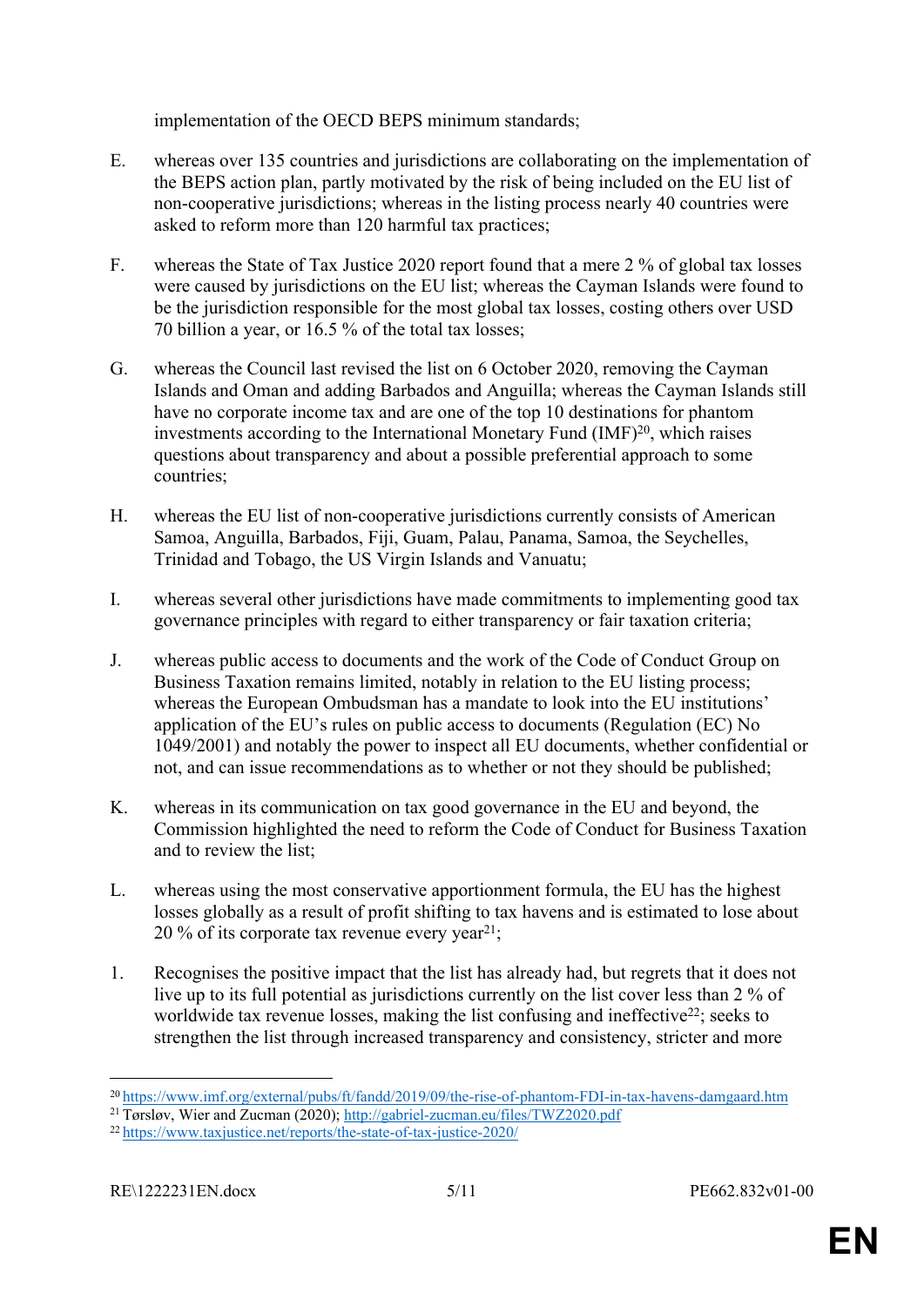implementation of the OECD BEPS minimum standards;

E. whereas over 135 countries and jurisdictions are collaborating on the implementation of the BEPS action plan, partly motivated by the risk of being included on the EU list of non-cooperative jurisdictions; whereas in the listing process nearly 40 countries were asked to reform more than 120 harmful tax practices;

F. whereas the State of Tax Justice 2020 report found that a mere 2 % of global tax losses were caused by jurisdictions on the EU list; whereas the Cayman Islands were found to be the jurisdiction responsible for the most global tax losses, costing others over USD 70 billion a year, or 16.5 % of the total tax losses;

G. whereas the Council last revised the list on 6 October 2020, removing the Cayman Islands and Oman and adding Barbados and Anguilla; whereas the Cayman Islands still have no corporate income tax and are one of the top 10 destinations for phantom investments according to the International Monetary Fund (IMF)[20], which raises questions about transparency and about a possible preferential approach to some countries;

H. whereas the EU list of non-cooperative jurisdictions currently consists of American Samoa, Anguilla, Barbados, Fiji, Guam, Palau, Panama, Samoa, the Seychelles, Trinidad and Tobago, the US Virgin Islands and Vanuatu;

I. whereas several other jurisdictions have made commitments to implementing good tax governance principles with regard to either transparency or fair taxation criteria;

J. whereas public access to documents and the work of the Code of Conduct Group on Business Taxation remains limited, notably in relation to the EU listing process; whereas the European Ombudsman has a mandate to look into the EU institutions' application of the EU's rules on public access to documents (Regulation (EC) No 1049/2001) and notably the power to inspect all EU documents, whether confidential or not, and can issue recommendations as to whether or not they should be published;

K. whereas in its communication on tax good governance in the EU and beyond, the Commission highlighted the need to reform the Code of Conduct for Business Taxation and to review the list;

L. whereas using the most conservative apportionment formula, the EU has the highest losses globally as a result of profit shifting to tax havens and is estimated to lose about 20 % of its corporate tax revenue every year[21];

1. Recognises the positive impact that the list has already had, but regrets that it does not live up to its full potential as jurisdictions currently on the list cover less than 2 % of worldwide tax revenue losses, making the list confusing and ineffective[22]; seeks to strengthen the list through increased transparency and consistency, stricter and more

---

[20] https://www.imf.org/external/pubs/ft/fandd/2019/09/the-rise-of-phantom-FDI-in-tax-havens-damgaard.htm

[21] Tørsløv, Wier and Zucman (2020); http://gabriel-zucman.eu/files/TWZ2020.pdf

[22] https://www.taxjustice.net/reports/the-state-of-tax-justice-2020/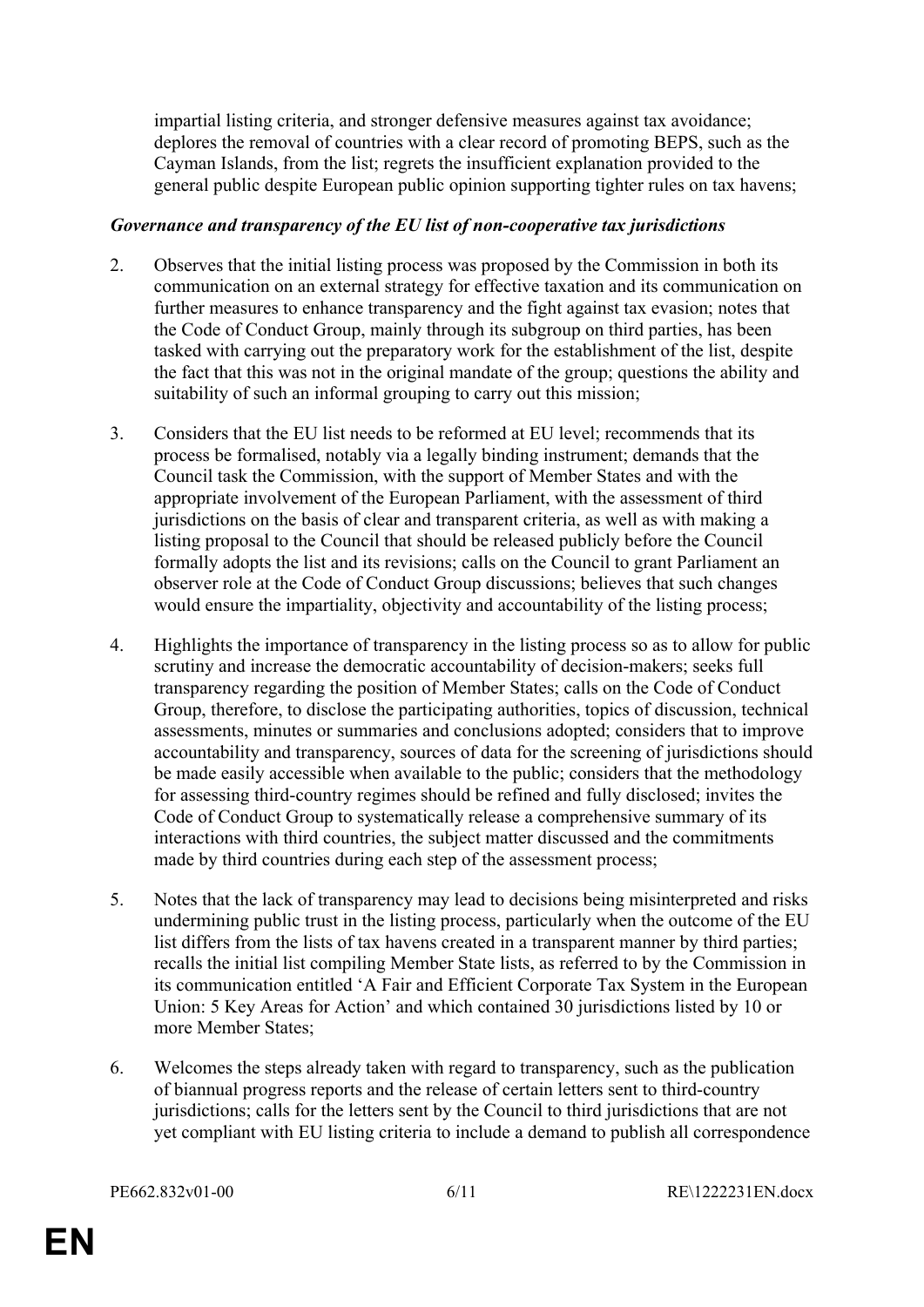impartial listing criteria, and stronger defensive measures against tax avoidance; deplores the removal of countries with a clear record of promoting BEPS, such as the Cayman Islands, from the list; regrets the insufficient explanation provided to the general public despite European public opinion supporting tighter rules on tax havens;

***Governance and transparency of the EU list of non-cooperative tax jurisdictions***

2. Observes that the initial listing process was proposed by the Commission in both its communication on an external strategy for effective taxation and its communication on further measures to enhance transparency and the fight against tax evasion; notes that the Code of Conduct Group, mainly through its subgroup on third parties, has been tasked with carrying out the preparatory work for the establishment of the list, despite the fact that this was not in the original mandate of the group; questions the ability and suitability of such an informal grouping to carry out this mission;

3. Considers that the EU list needs to be reformed at EU level; recommends that its process be formalised, notably via a legally binding instrument; demands that the Council task the Commission, with the support of Member States and with the appropriate involvement of the European Parliament, with the assessment of third jurisdictions on the basis of clear and transparent criteria, as well as with making a listing proposal to the Council that should be released publicly before the Council formally adopts the list and its revisions; calls on the Council to grant Parliament an observer role at the Code of Conduct Group discussions; believes that such changes would ensure the impartiality, objectivity and accountability of the listing process;

4. Highlights the importance of transparency in the listing process so as to allow for public scrutiny and increase the democratic accountability of decision-makers; seeks full transparency regarding the position of Member States; calls on the Code of Conduct Group, therefore, to disclose the participating authorities, topics of discussion, technical assessments, minutes or summaries and conclusions adopted; considers that to improve accountability and transparency, sources of data for the screening of jurisdictions should be made easily accessible when available to the public; considers that the methodology for assessing third-country regimes should be refined and fully disclosed; invites the Code of Conduct Group to systematically release a comprehensive summary of its interactions with third countries, the subject matter discussed and the commitments made by third countries during each step of the assessment process;

5. Notes that the lack of transparency may lead to decisions being misinterpreted and risks undermining public trust in the listing process, particularly when the outcome of the EU list differs from the lists of tax havens created in a transparent manner by third parties; recalls the initial list compiling Member State lists, as referred to by the Commission in its communication entitled 'A Fair and Efficient Corporate Tax System in the European Union: 5 Key Areas for Action' and which contained 30 jurisdictions listed by 10 or more Member States;

6. Welcomes the steps already taken with regard to transparency, such as the publication of biannual progress reports and the release of certain letters sent to third-country jurisdictions; calls for the letters sent by the Council to third jurisdictions that are not yet compliant with EU listing criteria to include a demand to publish all correspondence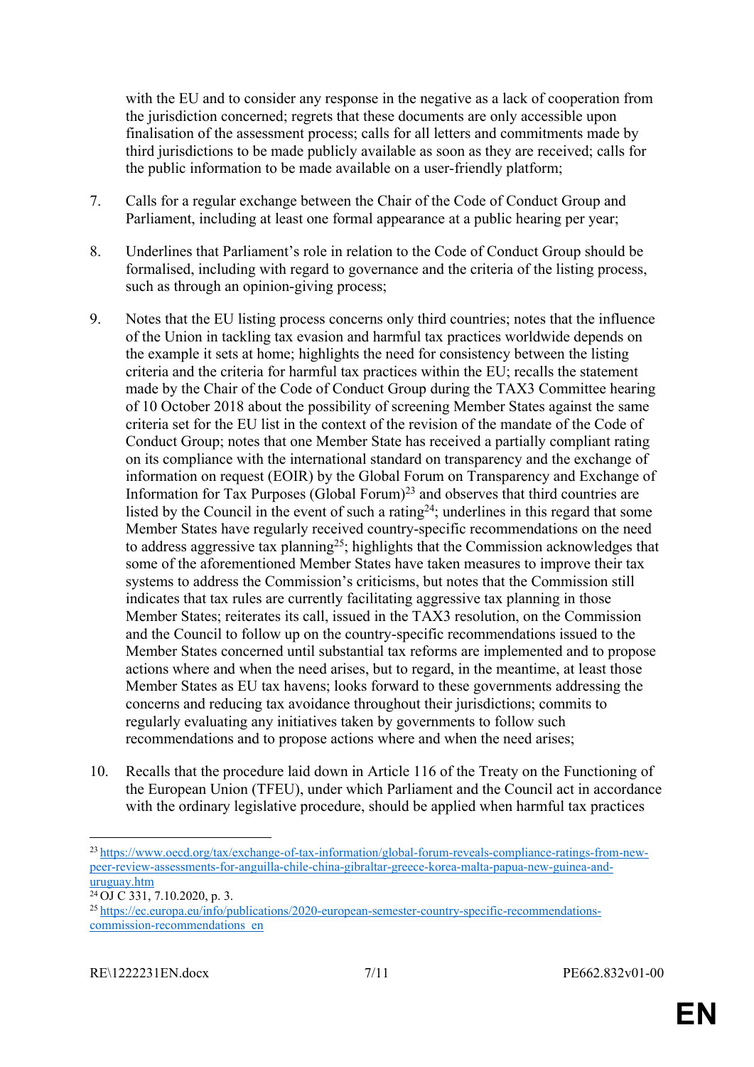with the EU and to consider any response in the negative as a lack of cooperation from the jurisdiction concerned; regrets that these documents are only accessible upon finalisation of the assessment process; calls for all letters and commitments made by third jurisdictions to be made publicly available as soon as they are received; calls for the public information to be made available on a user-friendly platform;

7. Calls for a regular exchange between the Chair of the Code of Conduct Group and Parliament, including at least one formal appearance at a public hearing per year;

8. Underlines that Parliament's role in relation to the Code of Conduct Group should be formalised, including with regard to governance and the criteria of the listing process, such as through an opinion-giving process;

9. Notes that the EU listing process concerns only third countries; notes that the influence of the Union in tackling tax evasion and harmful tax practices worldwide depends on the example it sets at home; highlights the need for consistency between the listing criteria and the criteria for harmful tax practices within the EU; recalls the statement made by the Chair of the Code of Conduct Group during the TAX3 Committee hearing of 10 October 2018 about the possibility of screening Member States against the same criteria set for the EU list in the context of the revision of the mandate of the Code of Conduct Group; notes that one Member State has received a partially compliant rating on its compliance with the international standard on transparency and the exchange of information on request (EOIR) by the Global Forum on Transparency and Exchange of Information for Tax Purposes (Global Forum)[23] and observes that third countries are listed by the Council in the event of such a rating[24]; underlines in this regard that some Member States have regularly received country-specific recommendations on the need to address aggressive tax planning[25]; highlights that the Commission acknowledges that some of the aforementioned Member States have taken measures to improve their tax systems to address the Commission's criticisms, but notes that the Commission still indicates that tax rules are currently facilitating aggressive tax planning in those Member States; reiterates its call, issued in the TAX3 resolution, on the Commission and the Council to follow up on the country-specific recommendations issued to the Member States concerned until substantial tax reforms are implemented and to propose actions where and when the need arises, but to regard, in the meantime, at least those Member States as EU tax havens; looks forward to these governments addressing the concerns and reducing tax avoidance throughout their jurisdictions; commits to regularly evaluating any initiatives taken by governments to follow such recommendations and to propose actions where and when the need arises;

10. Recalls that the procedure laid down in Article 116 of the Treaty on the Functioning of the European Union (TFEU), under which Parliament and the Council act in accordance with the ordinary legislative procedure, should be applied when harmful tax practices

---

[23] https://www.oecd.org/tax/exchange-of-tax-information/global-forum-reveals-compliance-ratings-from-new-peer-review-assessments-for-anguilla-chile-china-gibraltar-greece-korea-malta-papua-new-guinea-and-uruguay.htm

[24] OJ C 331, 7.10.2020, p. 3.

[25] https://ec.europa.eu/info/publications/2020-european-semester-country-specific-recommendations-commission-recommendations_en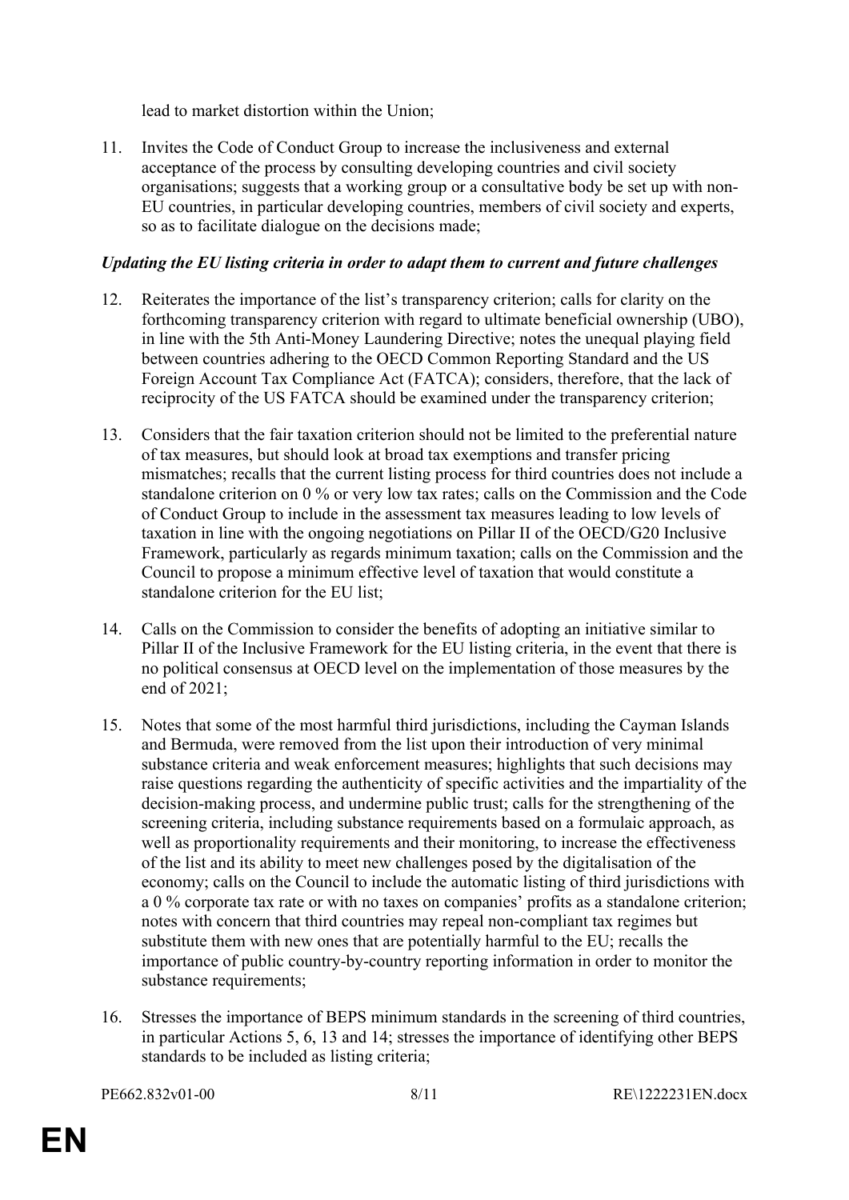lead to market distortion within the Union;

11. Invites the Code of Conduct Group to increase the inclusiveness and external acceptance of the process by consulting developing countries and civil society organisations; suggests that a working group or a consultative body be set up with non-EU countries, in particular developing countries, members of civil society and experts, so as to facilitate dialogue on the decisions made;

***Updating the EU listing criteria in order to adapt them to current and future challenges***

12. Reiterates the importance of the list's transparency criterion; calls for clarity on the forthcoming transparency criterion with regard to ultimate beneficial ownership (UBO), in line with the 5th Anti-Money Laundering Directive; notes the unequal playing field between countries adhering to the OECD Common Reporting Standard and the US Foreign Account Tax Compliance Act (FATCA); considers, therefore, that the lack of reciprocity of the US FATCA should be examined under the transparency criterion;

13. Considers that the fair taxation criterion should not be limited to the preferential nature of tax measures, but should look at broad tax exemptions and transfer pricing mismatches; recalls that the current listing process for third countries does not include a standalone criterion on 0 % or very low tax rates; calls on the Commission and the Code of Conduct Group to include in the assessment tax measures leading to low levels of taxation in line with the ongoing negotiations on Pillar II of the OECD/G20 Inclusive Framework, particularly as regards minimum taxation; calls on the Commission and the Council to propose a minimum effective level of taxation that would constitute a standalone criterion for the EU list;

14. Calls on the Commission to consider the benefits of adopting an initiative similar to Pillar II of the Inclusive Framework for the EU listing criteria, in the event that there is no political consensus at OECD level on the implementation of those measures by the end of 2021;

15. Notes that some of the most harmful third jurisdictions, including the Cayman Islands and Bermuda, were removed from the list upon their introduction of very minimal substance criteria and weak enforcement measures; highlights that such decisions may raise questions regarding the authenticity of specific activities and the impartiality of the decision-making process, and undermine public trust; calls for the strengthening of the screening criteria, including substance requirements based on a formulaic approach, as well as proportionality requirements and their monitoring, to increase the effectiveness of the list and its ability to meet new challenges posed by the digitalisation of the economy; calls on the Council to include the automatic listing of third jurisdictions with a 0 % corporate tax rate or with no taxes on companies' profits as a standalone criterion; notes with concern that third countries may repeal non-compliant tax regimes but substitute them with new ones that are potentially harmful to the EU; recalls the importance of public country-by-country reporting information in order to monitor the substance requirements;

16. Stresses the importance of BEPS minimum standards in the screening of third countries, in particular Actions 5, 6, 13 and 14; stresses the importance of identifying other BEPS standards to be included as listing criteria;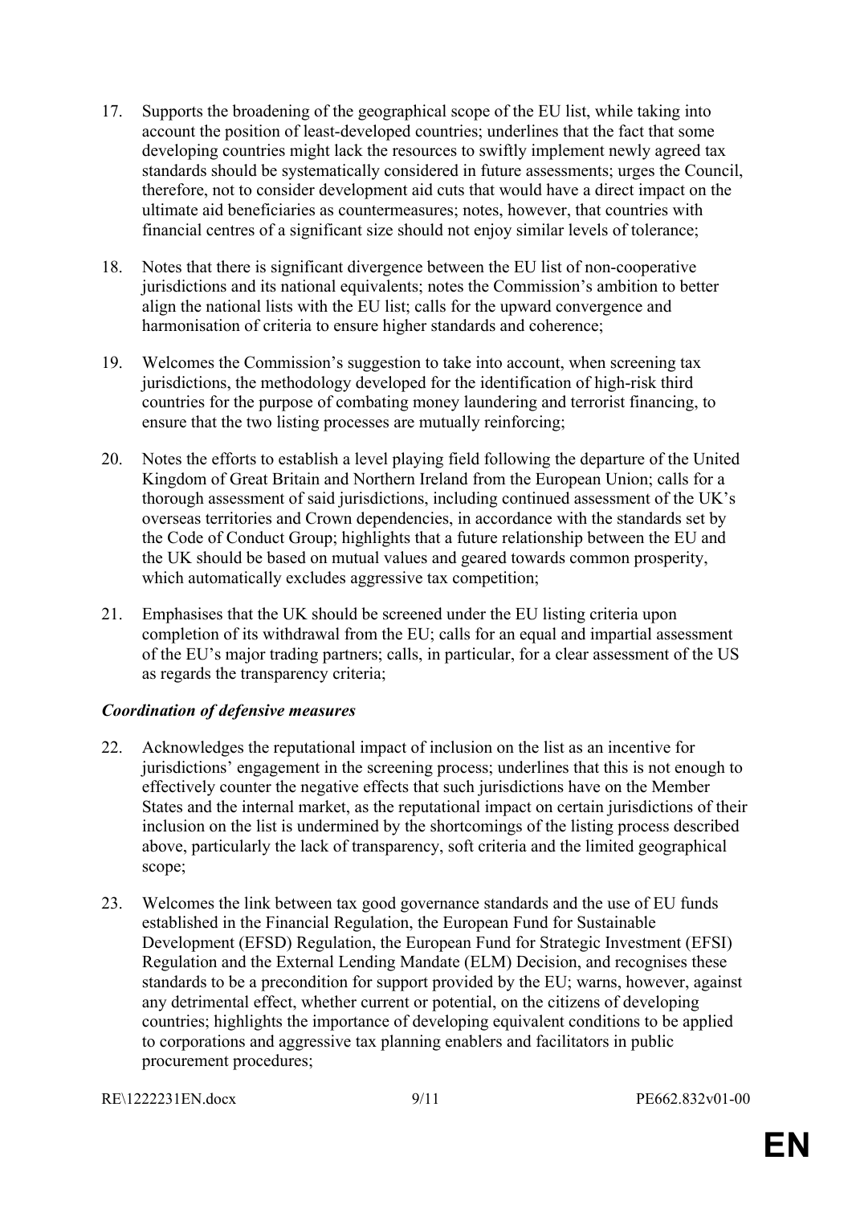17. Supports the broadening of the geographical scope of the EU list, while taking into account the position of least-developed countries; underlines that the fact that some developing countries might lack the resources to swiftly implement newly agreed tax standards should be systematically considered in future assessments; urges the Council, therefore, not to consider development aid cuts that would have a direct impact on the ultimate aid beneficiaries as countermeasures; notes, however, that countries with financial centres of a significant size should not enjoy similar levels of tolerance;

18. Notes that there is significant divergence between the EU list of non-cooperative jurisdictions and its national equivalents; notes the Commission's ambition to better align the national lists with the EU list; calls for the upward convergence and harmonisation of criteria to ensure higher standards and coherence;

19. Welcomes the Commission's suggestion to take into account, when screening tax jurisdictions, the methodology developed for the identification of high-risk third countries for the purpose of combating money laundering and terrorist financing, to ensure that the two listing processes are mutually reinforcing;

20. Notes the efforts to establish a level playing field following the departure of the United Kingdom of Great Britain and Northern Ireland from the European Union; calls for a thorough assessment of said jurisdictions, including continued assessment of the UK's overseas territories and Crown dependencies, in accordance with the standards set by the Code of Conduct Group; highlights that a future relationship between the EU and the UK should be based on mutual values and geared towards common prosperity, which automatically excludes aggressive tax competition;

21. Emphasises that the UK should be screened under the EU listing criteria upon completion of its withdrawal from the EU; calls for an equal and impartial assessment of the EU's major trading partners; calls, in particular, for a clear assessment of the US as regards the transparency criteria;

***Coordination of defensive measures***

22. Acknowledges the reputational impact of inclusion on the list as an incentive for jurisdictions' engagement in the screening process; underlines that this is not enough to effectively counter the negative effects that such jurisdictions have on the Member States and the internal market, as the reputational impact on certain jurisdictions of their inclusion on the list is undermined by the shortcomings of the listing process described above, particularly the lack of transparency, soft criteria and the limited geographical scope;

23. Welcomes the link between tax good governance standards and the use of EU funds established in the Financial Regulation, the European Fund for Sustainable Development (EFSD) Regulation, the European Fund for Strategic Investment (EFSI) Regulation and the External Lending Mandate (ELM) Decision, and recognises these standards to be a precondition for support provided by the EU; warns, however, against any detrimental effect, whether current or potential, on the citizens of developing countries; highlights the importance of developing equivalent conditions to be applied to corporations and aggressive tax planning enablers and facilitators in public procurement procedures;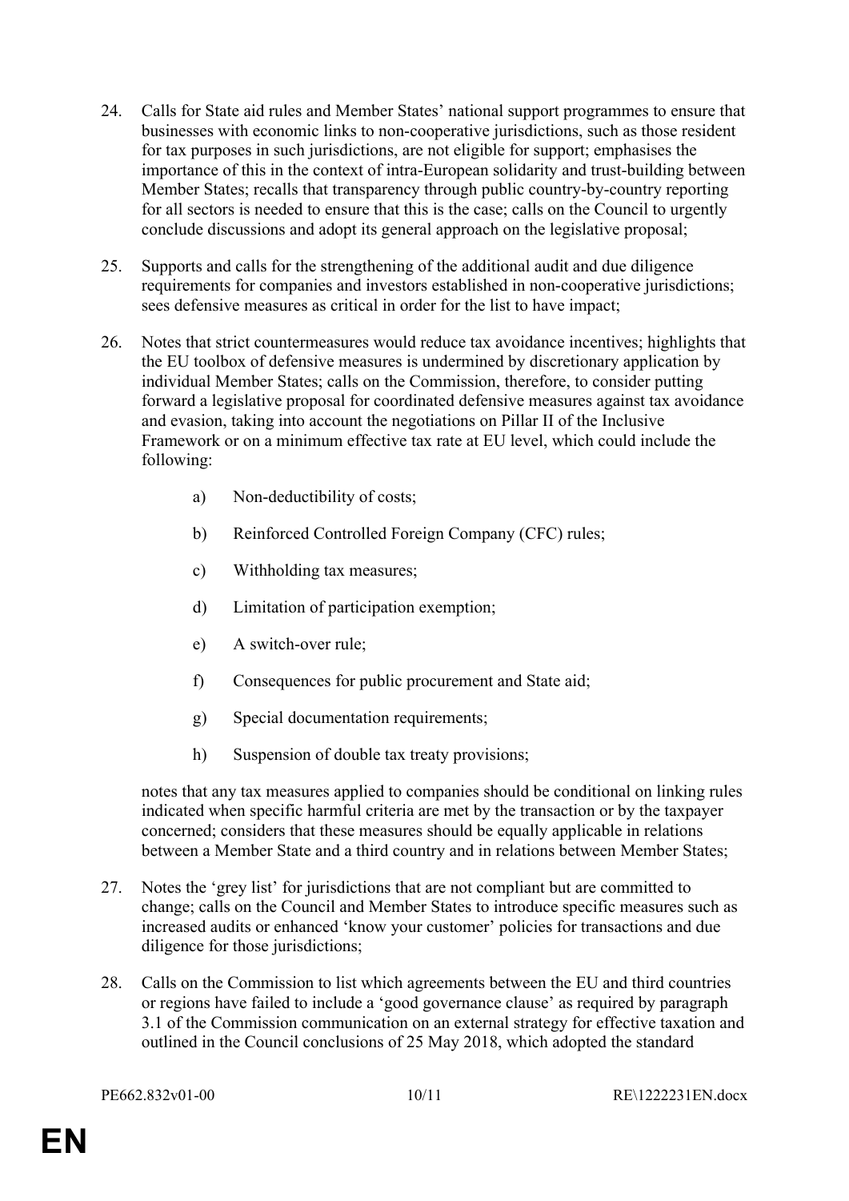24. Calls for State aid rules and Member States' national support programmes to ensure that businesses with economic links to non-cooperative jurisdictions, such as those resident for tax purposes in such jurisdictions, are not eligible for support; emphasises the importance of this in the context of intra-European solidarity and trust-building between Member States; recalls that transparency through public country-by-country reporting for all sectors is needed to ensure that this is the case; calls on the Council to urgently conclude discussions and adopt its general approach on the legislative proposal;

25. Supports and calls for the strengthening of the additional audit and due diligence requirements for companies and investors established in non-cooperative jurisdictions; sees defensive measures as critical in order for the list to have impact;

26. Notes that strict countermeasures would reduce tax avoidance incentives; highlights that the EU toolbox of defensive measures is undermined by discretionary application by individual Member States; calls on the Commission, therefore, to consider putting forward a legislative proposal for coordinated defensive measures against tax avoidance and evasion, taking into account the negotiations on Pillar II of the Inclusive Framework or on a minimum effective tax rate at EU level, which could include the following:

    a) Non-deductibility of costs;

    b) Reinforced Controlled Foreign Company (CFC) rules;

    c) Withholding tax measures;

    d) Limitation of participation exemption;

    e) A switch-over rule;

    f) Consequences for public procurement and State aid;

    g) Special documentation requirements;

    h) Suspension of double tax treaty provisions;

    notes that any tax measures applied to companies should be conditional on linking rules indicated when specific harmful criteria are met by the transaction or by the taxpayer concerned; considers that these measures should be equally applicable in relations between a Member State and a third country and in relations between Member States;

27. Notes the 'grey list' for jurisdictions that are not compliant but are committed to change; calls on the Council and Member States to introduce specific measures such as increased audits or enhanced 'know your customer' policies for transactions and due diligence for those jurisdictions;

28. Calls on the Commission to list which agreements between the EU and third countries or regions have failed to include a 'good governance clause' as required by paragraph 3.1 of the Commission communication on an external strategy for effective taxation and outlined in the Council conclusions of 25 May 2018, which adopted the standard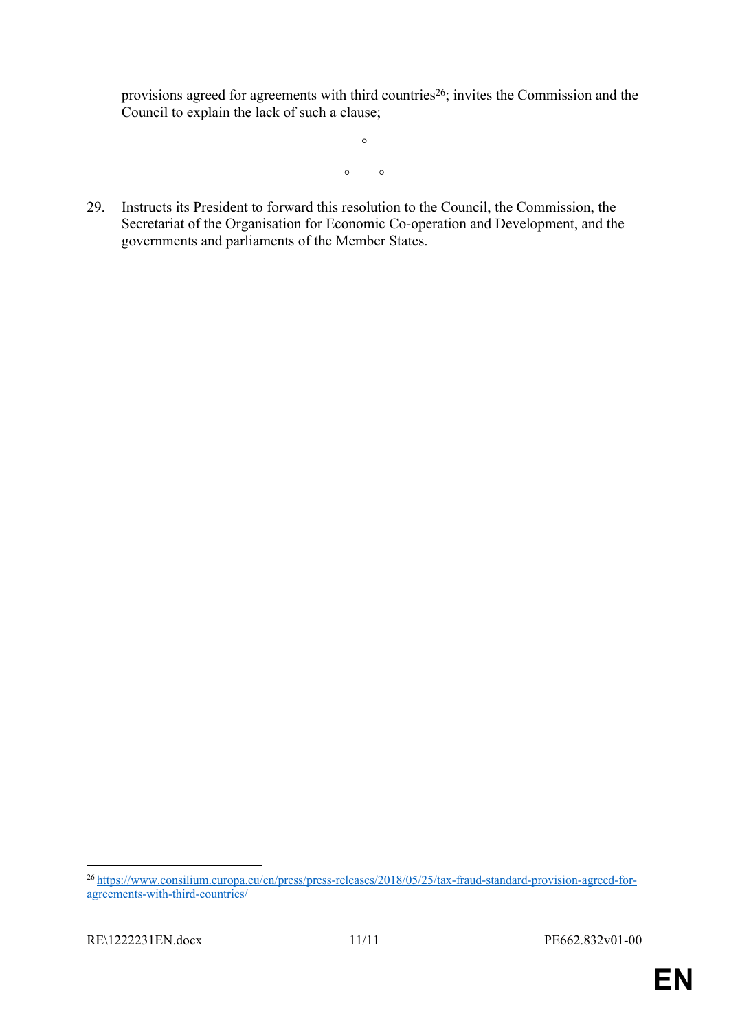provisions agreed for agreements with third countries[26]; invites the Commission and the Council to explain the lack of such a clause;

°

° °

29. Instructs its President to forward this resolution to the Council, the Commission, the Secretariat of the Organisation for Economic Co-operation and Development, and the governments and parliaments of the Member States.

[26] https://www.consilium.europa.eu/en/press/press-releases/2018/05/25/tax-fraud-standard-provision-agreed-for-agreements-with-third-countries/